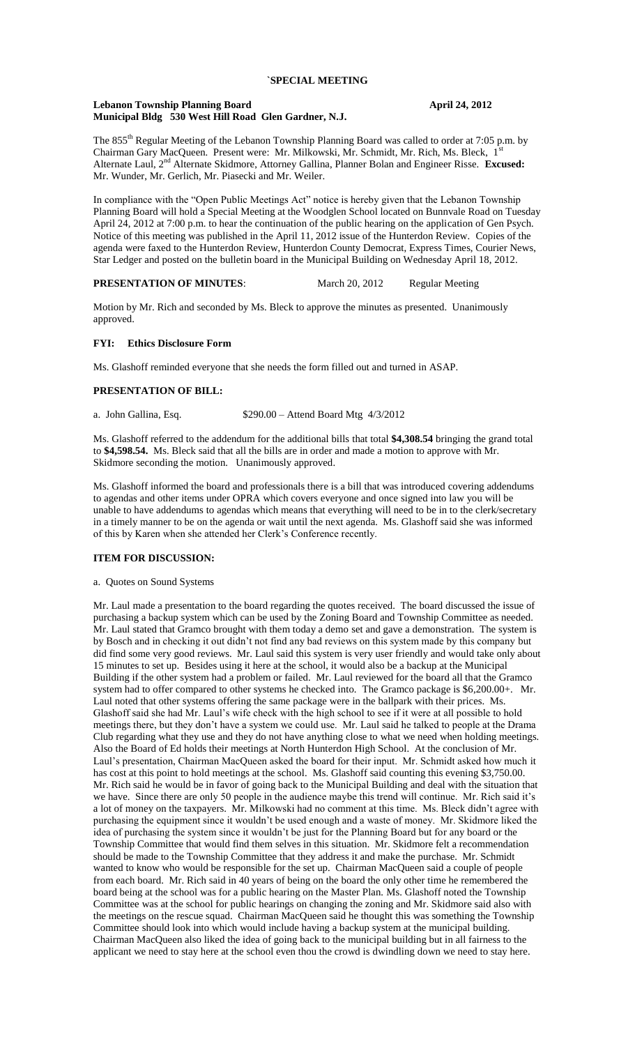`SPECIAL MEETING

**Lebanon Township Planning Board April 24, 2012**
**Municipal Bldg 530 West Hill Road Glen Gardner, N.J.**

The 855th Regular Meeting of the Lebanon Township Planning Board was called to order at 7:05 p.m. by Chairman Gary MacQueen. Present were: Mr. Milkowski, Mr. Schmidt, Mr. Rich, Ms. Bleck, 1st Alternate Laul, 2nd Alternate Skidmore, Attorney Gallina, Planner Bolan and Engineer Risse. **Excused:** Mr. Wunder, Mr. Gerlich, Mr. Piasecki and Mr. Weiler.

In compliance with the "Open Public Meetings Act" notice is hereby given that the Lebanon Township Planning Board will hold a Special Meeting at the Woodglen School located on Bunnvale Road on Tuesday April 24, 2012 at 7:00 p.m. to hear the continuation of the public hearing on the application of Gen Psych. Notice of this meeting was published in the April 11, 2012 issue of the Hunterdon Review. Copies of the agenda were faxed to the Hunterdon Review, Hunterdon County Democrat, Express Times, Courier News, Star Ledger and posted on the bulletin board in the Municipal Building on Wednesday April 18, 2012.

**PRESENTATION OF MINUTES**: March 20, 2012 Regular Meeting

Motion by Mr. Rich and seconded by Ms. Bleck to approve the minutes as presented. Unanimously approved.

**FYI: Ethics Disclosure Form**

Ms. Glashoff reminded everyone that she needs the form filled out and turned in ASAP.

**PRESENTATION OF BILL:**

a. John Gallina, Esq. $290.00 – Attend Board Mtg 4/3/2012

Ms. Glashoff referred to the addendum for the additional bills that total **$4,308.54** bringing the grand total to **$4,598.54.** Ms. Bleck said that all the bills are in order and made a motion to approve with Mr. Skidmore seconding the motion. Unanimously approved.

Ms. Glashoff informed the board and professionals there is a bill that was introduced covering addendums to agendas and other items under OPRA which covers everyone and once signed into law you will be unable to have addendums to agendas which means that everything will need to be in to the clerk/secretary in a timely manner to be on the agenda or wait until the next agenda. Ms. Glashoff said she was informed of this by Karen when she attended her Clerk's Conference recently.

**ITEM FOR DISCUSSION:**

a. Quotes on Sound Systems

Mr. Laul made a presentation to the board regarding the quotes received. The board discussed the issue of purchasing a backup system which can be used by the Zoning Board and Township Committee as needed. Mr. Laul stated that Gramco brought with them today a demo set and gave a demonstration. The system is by Bosch and in checking it out didn't not find any bad reviews on this system made by this company but did find some very good reviews. Mr. Laul said this system is very user friendly and would take only about 15 minutes to set up. Besides using it here at the school, it would also be a backup at the Municipal Building if the other system had a problem or failed. Mr. Laul reviewed for the board all that the Gramco system had to offer compared to other systems he checked into. The Gramco package is $6,200.00+. Mr. Laul noted that other systems offering the same package were in the ballpark with their prices. Ms. Glashoff said she had Mr. Laul's wife check with the high school to see if it were at all possible to hold meetings there, but they don't have a system we could use. Mr. Laul said he talked to people at the Drama Club regarding what they use and they do not have anything close to what we need when holding meetings. Also the Board of Ed holds their meetings at North Hunterdon High School. At the conclusion of Mr. Laul's presentation, Chairman MacQueen asked the board for their input. Mr. Schmidt asked how much it has cost at this point to hold meetings at the school. Ms. Glashoff said counting this evening $3,750.00. Mr. Rich said he would be in favor of going back to the Municipal Building and deal with the situation that we have. Since there are only 50 people in the audience maybe this trend will continue. Mr. Rich said it's a lot of money on the taxpayers. Mr. Milkowski had no comment at this time. Ms. Bleck didn't agree with purchasing the equipment since it wouldn't be used enough and a waste of money. Mr. Skidmore liked the idea of purchasing the system since it wouldn't be just for the Planning Board but for any board or the Township Committee that would find them selves in this situation. Mr. Skidmore felt a recommendation should be made to the Township Committee that they address it and make the purchase. Mr. Schmidt wanted to know who would be responsible for the set up. Chairman MacQueen said a couple of people from each board. Mr. Rich said in 40 years of being on the board the only other time he remembered the board being at the school was for a public hearing on the Master Plan. Ms. Glashoff noted the Township Committee was at the school for public hearings on changing the zoning and Mr. Skidmore said also with the meetings on the rescue squad. Chairman MacQueen said he thought this was something the Township Committee should look into which would include having a backup system at the municipal building. Chairman MacQueen also liked the idea of going back to the municipal building but in all fairness to the applicant we need to stay here at the school even thou the crowd is dwindling down we need to stay here.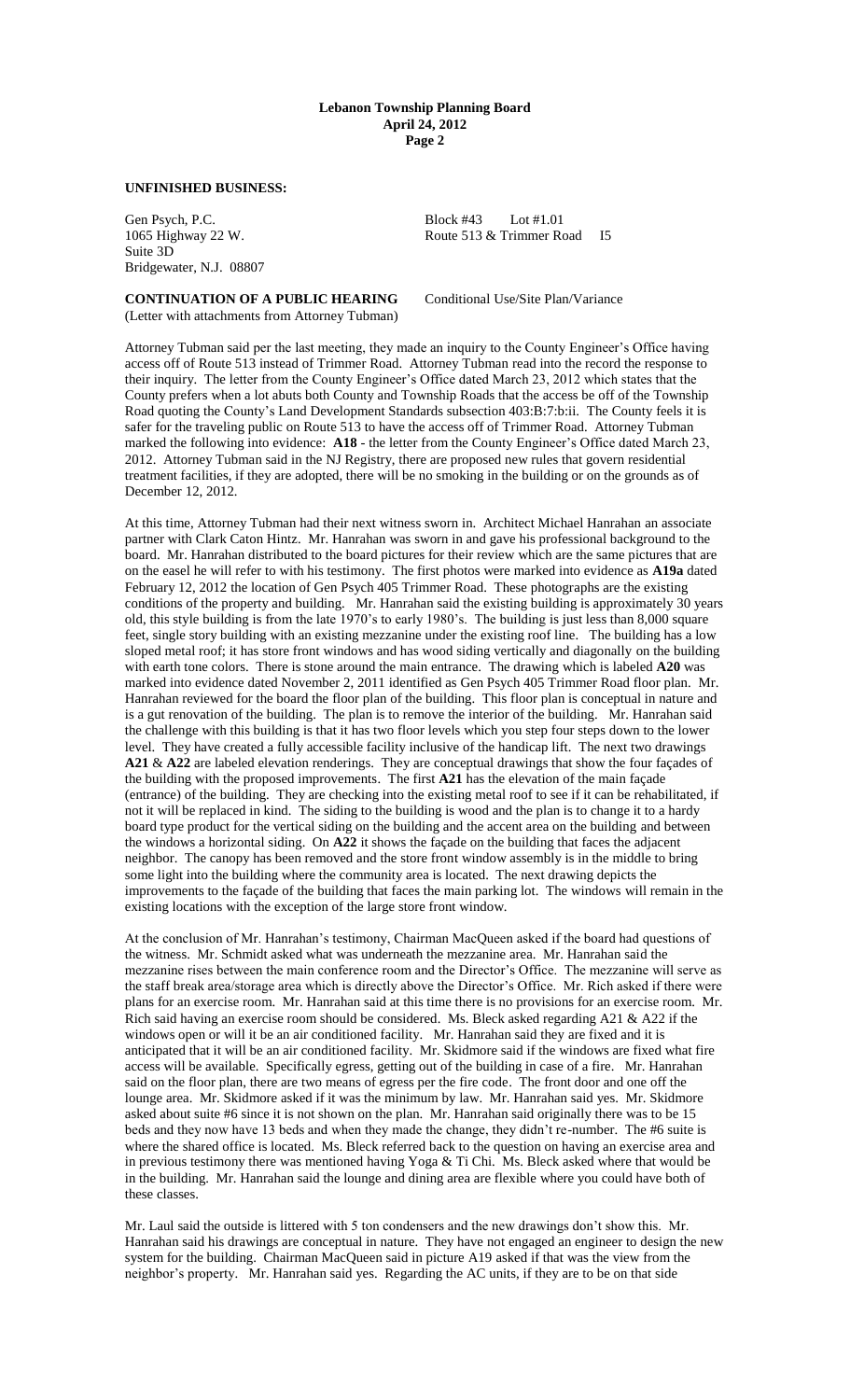**UNFINISHED BUSINESS:**

Gen Psych, P.C. Block #43 Lot #1.01
1065 Highway 22 W. Route 513 & Trimmer Road I5
Suite 3D
Bridgewater, N.J. 08807

**CONTINUATION OF A PUBLIC HEARING** Conditional Use/Site Plan/Variance
(Letter with attachments from Attorney Tubman)

Attorney Tubman said per the last meeting, they made an inquiry to the County Engineer's Office having access off of Route 513 instead of Trimmer Road. Attorney Tubman read into the record the response to their inquiry. The letter from the County Engineer's Office dated March 23, 2012 which states that the County prefers when a lot abuts both County and Township Roads that the access be off of the Township Road quoting the County's Land Development Standards subsection 403:B:7:b:ii. The County feels it is safer for the traveling public on Route 513 to have the access off of Trimmer Road. Attorney Tubman marked the following into evidence: **A18** - the letter from the County Engineer's Office dated March 23, 2012. Attorney Tubman said in the NJ Registry, there are proposed new rules that govern residential treatment facilities, if they are adopted, there will be no smoking in the building or on the grounds as of December 12, 2012.

At this time, Attorney Tubman had their next witness sworn in. Architect Michael Hanrahan an associate partner with Clark Caton Hintz. Mr. Hanrahan was sworn in and gave his professional background to the board. Mr. Hanrahan distributed to the board pictures for their review which are the same pictures that are on the easel he will refer to with his testimony. The first photos were marked into evidence as **A19a** dated February 12, 2012 the location of Gen Psych 405 Trimmer Road. These photographs are the existing conditions of the property and building. Mr. Hanrahan said the existing building is approximately 30 years old, this style building is from the late 1970's to early 1980's. The building is just less than 8,000 square feet, single story building with an existing mezzanine under the existing roof line. The building has a low sloped metal roof; it has store front windows and has wood siding vertically and diagonally on the building with earth tone colors. There is stone around the main entrance. The drawing which is labeled **A20** was marked into evidence dated November 2, 2011 identified as Gen Psych 405 Trimmer Road floor plan. Mr. Hanrahan reviewed for the board the floor plan of the building. This floor plan is conceptual in nature and is a gut renovation of the building. The plan is to remove the interior of the building. Mr. Hanrahan said the challenge with this building is that it has two floor levels which you step four steps down to the lower level. They have created a fully accessible facility inclusive of the handicap lift. The next two drawings **A21** & **A22** are labeled elevation renderings. They are conceptual drawings that show the four façades of the building with the proposed improvements. The first **A21** has the elevation of the main façade (entrance) of the building. They are checking into the existing metal roof to see if it can be rehabilitated, if not it will be replaced in kind. The siding to the building is wood and the plan is to change it to a hardy board type product for the vertical siding on the building and the accent area on the building and between the windows a horizontal siding. On **A22** it shows the façade on the building that faces the adjacent neighbor. The canopy has been removed and the store front window assembly is in the middle to bring some light into the building where the community area is located. The next drawing depicts the improvements to the façade of the building that faces the main parking lot. The windows will remain in the existing locations with the exception of the large store front window.

At the conclusion of Mr. Hanrahan's testimony, Chairman MacQueen asked if the board had questions of the witness. Mr. Schmidt asked what was underneath the mezzanine area. Mr. Hanrahan said the mezzanine rises between the main conference room and the Director's Office. The mezzanine will serve as the staff break area/storage area which is directly above the Director's Office. Mr. Rich asked if there were plans for an exercise room. Mr. Hanrahan said at this time there is no provisions for an exercise room. Mr. Rich said having an exercise room should be considered. Ms. Bleck asked regarding A21 & A22 if the windows open or will it be an air conditioned facility. Mr. Hanrahan said they are fixed and it is anticipated that it will be an air conditioned facility. Mr. Skidmore said if the windows are fixed what fire access will be available. Specifically egress, getting out of the building in case of a fire. Mr. Hanrahan said on the floor plan, there are two means of egress per the fire code. The front door and one off the lounge area. Mr. Skidmore asked if it was the minimum by law. Mr. Hanrahan said yes. Mr. Skidmore asked about suite #6 since it is not shown on the plan. Mr. Hanrahan said originally there was to be 15 beds and they now have 13 beds and when they made the change, they didn't re-number. The #6 suite is where the shared office is located. Ms. Bleck referred back to the question on having an exercise area and in previous testimony there was mentioned having Yoga & Ti Chi. Ms. Bleck asked where that would be in the building. Mr. Hanrahan said the lounge and dining area are flexible where you could have both of these classes.

Mr. Laul said the outside is littered with 5 ton condensers and the new drawings don't show this. Mr. Hanrahan said his drawings are conceptual in nature. They have not engaged an engineer to design the new system for the building. Chairman MacQueen said in picture A19 asked if that was the view from the neighbor's property. Mr. Hanrahan said yes. Regarding the AC units, if they are to be on that side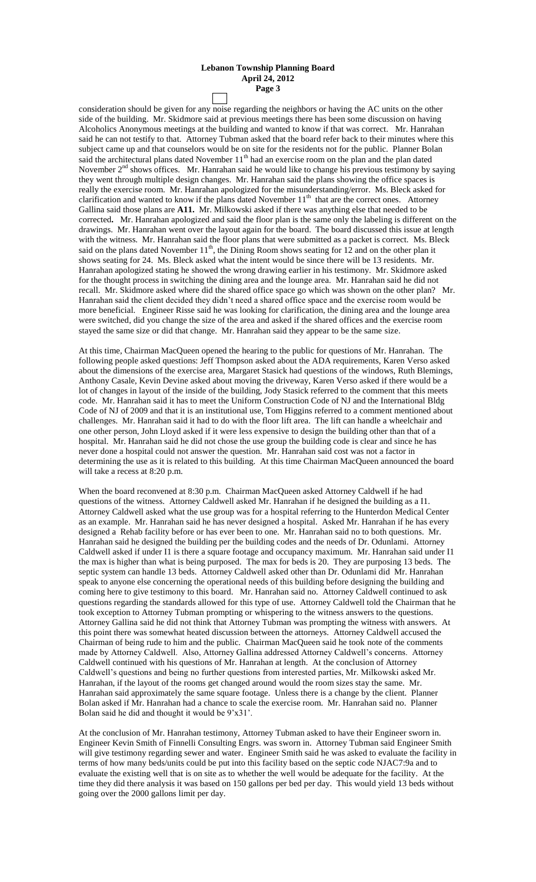consideration should be given for any noise regarding the neighbors or having the AC units on the other side of the building. Mr. Skidmore said at previous meetings there has been some discussion on having Alcoholics Anonymous meetings at the building and wanted to know if that was correct. Mr. Hanrahan said he can not testify to that. Attorney Tubman asked that the board refer back to their minutes where this subject came up and that counselors would be on site for the residents not for the public. Planner Bolan said the architectural plans dated November 11th had an exercise room on the plan and the plan dated November 2nd shows offices. Mr. Hanrahan said he would like to change his previous testimony by saying they went through multiple design changes. Mr. Hanrahan said the plans showing the office spaces is really the exercise room. Mr. Hanrahan apologized for the misunderstanding/error. Ms. Bleck asked for clarification and wanted to know if the plans dated November 11th that are the correct ones. Attorney Gallina said those plans are **A11.** Mr. Milkowski asked if there was anything else that needed to be corrected**.** Mr. Hanrahan apologized and said the floor plan is the same only the labeling is different on the drawings. Mr. Hanrahan went over the layout again for the board. The board discussed this issue at length with the witness. Mr. Hanrahan said the floor plans that were submitted as a packet is correct. Ms. Bleck said on the plans dated November 11th, the Dining Room shows seating for 12 and on the other plan it shows seating for 24. Ms. Bleck asked what the intent would be since there will be 13 residents. Mr. Hanrahan apologized stating he showed the wrong drawing earlier in his testimony. Mr. Skidmore asked for the thought process in switching the dining area and the lounge area. Mr. Hanrahan said he did not recall. Mr. Skidmore asked where did the shared office space go which was shown on the other plan? Mr. Hanrahan said the client decided they didn't need a shared office space and the exercise room would be more beneficial. Engineer Risse said he was looking for clarification, the dining area and the lounge area were switched, did you change the size of the area and asked if the shared offices and the exercise room stayed the same size or did that change. Mr. Hanrahan said they appear to be the same size.

At this time, Chairman MacQueen opened the hearing to the public for questions of Mr. Hanrahan. The following people asked questions: Jeff Thompson asked about the ADA requirements, Karen Verso asked about the dimensions of the exercise area, Margaret Stasick had questions of the windows, Ruth Blemings, Anthony Casale, Kevin Devine asked about moving the driveway, Karen Verso asked if there would be a lot of changes in layout of the inside of the building, Jody Stasick referred to the comment that this meets code. Mr. Hanrahan said it has to meet the Uniform Construction Code of NJ and the International Bldg Code of NJ of 2009 and that it is an institutional use, Tom Higgins referred to a comment mentioned about challenges. Mr. Hanrahan said it had to do with the floor lift area. The lift can handle a wheelchair and one other person, John Lloyd asked if it were less expensive to design the building other than that of a hospital. Mr. Hanrahan said he did not chose the use group the building code is clear and since he has never done a hospital could not answer the question. Mr. Hanrahan said cost was not a factor in determining the use as it is related to this building. At this time Chairman MacQueen announced the board will take a recess at 8:20 p.m.

When the board reconvened at 8:30 p.m. Chairman MacQueen asked Attorney Caldwell if he had questions of the witness. Attorney Caldwell asked Mr. Hanrahan if he designed the building as a I1. Attorney Caldwell asked what the use group was for a hospital referring to the Hunterdon Medical Center as an example. Mr. Hanrahan said he has never designed a hospital. Asked Mr. Hanrahan if he has every designed a Rehab facility before or has ever been to one. Mr. Hanrahan said no to both questions. Mr. Hanrahan said he designed the building per the building codes and the needs of Dr. Odunlami. Attorney Caldwell asked if under I1 is there a square footage and occupancy maximum. Mr. Hanrahan said under I1 the max is higher than what is being purposed. The max for beds is 20. They are purposing 13 beds. The septic system can handle 13 beds. Attorney Caldwell asked other than Dr. Odunlami did Mr. Hanrahan speak to anyone else concerning the operational needs of this building before designing the building and coming here to give testimony to this board. Mr. Hanrahan said no. Attorney Caldwell continued to ask questions regarding the standards allowed for this type of use. Attorney Caldwell told the Chairman that he took exception to Attorney Tubman prompting or whispering to the witness answers to the questions. Attorney Gallina said he did not think that Attorney Tubman was prompting the witness with answers. At this point there was somewhat heated discussion between the attorneys. Attorney Caldwell accused the Chairman of being rude to him and the public. Chairman MacQueen said he took note of the comments made by Attorney Caldwell. Also, Attorney Gallina addressed Attorney Caldwell's concerns. Attorney Caldwell continued with his questions of Mr. Hanrahan at length. At the conclusion of Attorney Caldwell's questions and being no further questions from interested parties, Mr. Milkowski asked Mr. Hanrahan, if the layout of the rooms get changed around would the room sizes stay the same. Mr. Hanrahan said approximately the same square footage. Unless there is a change by the client. Planner Bolan asked if Mr. Hanrahan had a chance to scale the exercise room. Mr. Hanrahan said no. Planner Bolan said he did and thought it would be 9'x31'.

At the conclusion of Mr. Hanrahan testimony, Attorney Tubman asked to have their Engineer sworn in. Engineer Kevin Smith of Finnelli Consulting Engrs. was sworn in. Attorney Tubman said Engineer Smith will give testimony regarding sewer and water. Engineer Smith said he was asked to evaluate the facility in terms of how many beds/units could be put into this facility based on the septic code NJAC7:9a and to evaluate the existing well that is on site as to whether the well would be adequate for the facility. At the time they did there analysis it was based on 150 gallons per bed per day. This would yield 13 beds without going over the 2000 gallons limit per day.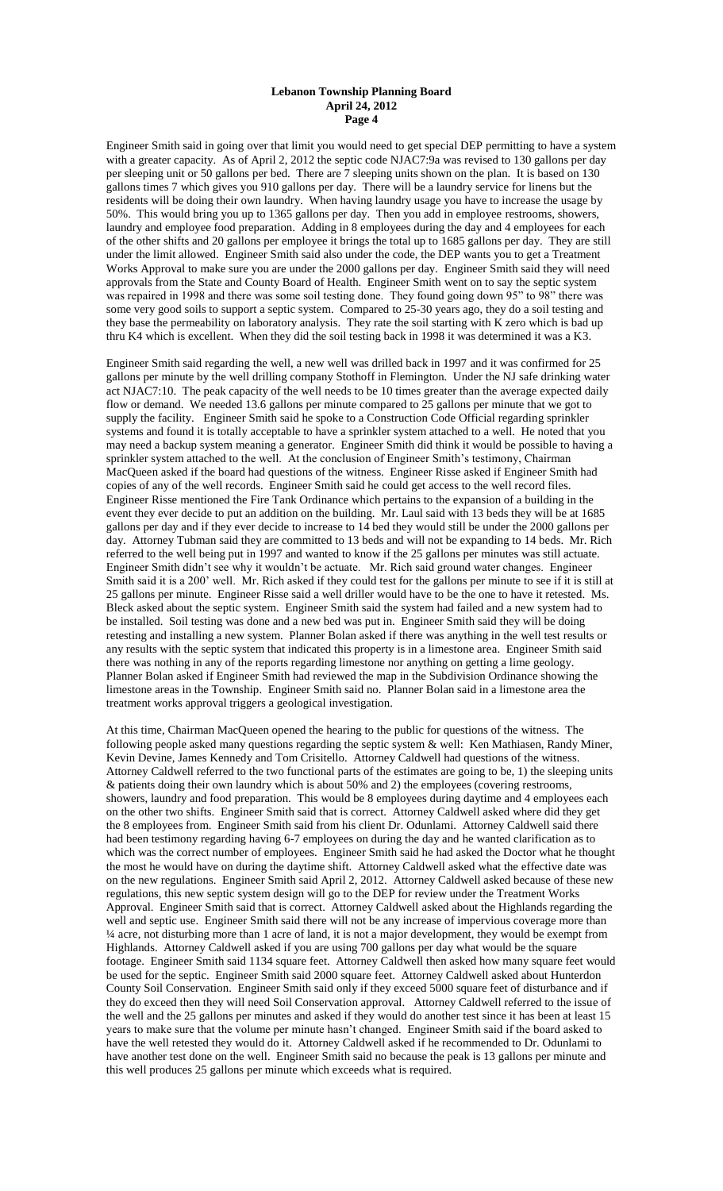Engineer Smith said in going over that limit you would need to get special DEP permitting to have a system with a greater capacity. As of April 2, 2012 the septic code NJAC7:9a was revised to 130 gallons per day per sleeping unit or 50 gallons per bed. There are 7 sleeping units shown on the plan. It is based on 130 gallons times 7 which gives you 910 gallons per day. There will be a laundry service for linens but the residents will be doing their own laundry. When having laundry usage you have to increase the usage by 50%. This would bring you up to 1365 gallons per day. Then you add in employee restrooms, showers, laundry and employee food preparation. Adding in 8 employees during the day and 4 employees for each of the other shifts and 20 gallons per employee it brings the total up to 1685 gallons per day. They are still under the limit allowed. Engineer Smith said also under the code, the DEP wants you to get a Treatment Works Approval to make sure you are under the 2000 gallons per day. Engineer Smith said they will need approvals from the State and County Board of Health. Engineer Smith went on to say the septic system was repaired in 1998 and there was some soil testing done. They found going down 95" to 98" there was some very good soils to support a septic system. Compared to 25-30 years ago, they do a soil testing and they base the permeability on laboratory analysis. They rate the soil starting with K zero which is bad up thru K4 which is excellent. When they did the soil testing back in 1998 it was determined it was a K3.

Engineer Smith said regarding the well, a new well was drilled back in 1997 and it was confirmed for 25 gallons per minute by the well drilling company Stothoff in Flemington. Under the NJ safe drinking water act NJAC7:10. The peak capacity of the well needs to be 10 times greater than the average expected daily flow or demand. We needed 13.6 gallons per minute compared to 25 gallons per minute that we got to supply the facility. Engineer Smith said he spoke to a Construction Code Official regarding sprinkler systems and found it is totally acceptable to have a sprinkler system attached to a well. He noted that you may need a backup system meaning a generator. Engineer Smith did think it would be possible to having a sprinkler system attached to the well. At the conclusion of Engineer Smith's testimony, Chairman MacQueen asked if the board had questions of the witness. Engineer Risse asked if Engineer Smith had copies of any of the well records. Engineer Smith said he could get access to the well record files. Engineer Risse mentioned the Fire Tank Ordinance which pertains to the expansion of a building in the event they ever decide to put an addition on the building. Mr. Laul said with 13 beds they will be at 1685 gallons per day and if they ever decide to increase to 14 bed they would still be under the 2000 gallons per day. Attorney Tubman said they are committed to 13 beds and will not be expanding to 14 beds. Mr. Rich referred to the well being put in 1997 and wanted to know if the 25 gallons per minutes was still actuate. Engineer Smith didn't see why it wouldn't be actuate. Mr. Rich said ground water changes. Engineer Smith said it is a 200' well. Mr. Rich asked if they could test for the gallons per minute to see if it is still at 25 gallons per minute. Engineer Risse said a well driller would have to be the one to have it retested. Ms. Bleck asked about the septic system. Engineer Smith said the system had failed and a new system had to be installed. Soil testing was done and a new bed was put in. Engineer Smith said they will be doing retesting and installing a new system. Planner Bolan asked if there was anything in the well test results or any results with the septic system that indicated this property is in a limestone area. Engineer Smith said there was nothing in any of the reports regarding limestone nor anything on getting a lime geology. Planner Bolan asked if Engineer Smith had reviewed the map in the Subdivision Ordinance showing the limestone areas in the Township. Engineer Smith said no. Planner Bolan said in a limestone area the treatment works approval triggers a geological investigation.

At this time, Chairman MacQueen opened the hearing to the public for questions of the witness. The following people asked many questions regarding the septic system & well: Ken Mathiasen, Randy Miner, Kevin Devine, James Kennedy and Tom Crisitello. Attorney Caldwell had questions of the witness. Attorney Caldwell referred to the two functional parts of the estimates are going to be, 1) the sleeping units & patients doing their own laundry which is about 50% and 2) the employees (covering restrooms, showers, laundry and food preparation. This would be 8 employees during daytime and 4 employees each on the other two shifts. Engineer Smith said that is correct. Attorney Caldwell asked where did they get the 8 employees from. Engineer Smith said from his client Dr. Odunlami. Attorney Caldwell said there had been testimony regarding having 6-7 employees on during the day and he wanted clarification as to which was the correct number of employees. Engineer Smith said he had asked the Doctor what he thought the most he would have on during the daytime shift. Attorney Caldwell asked what the effective date was on the new regulations. Engineer Smith said April 2, 2012. Attorney Caldwell asked because of these new regulations, this new septic system design will go to the DEP for review under the Treatment Works Approval. Engineer Smith said that is correct. Attorney Caldwell asked about the Highlands regarding the well and septic use. Engineer Smith said there will not be any increase of impervious coverage more than ¼ acre, not disturbing more than 1 acre of land, it is not a major development, they would be exempt from Highlands. Attorney Caldwell asked if you are using 700 gallons per day what would be the square footage. Engineer Smith said 1134 square feet. Attorney Caldwell then asked how many square feet would be used for the septic. Engineer Smith said 2000 square feet. Attorney Caldwell asked about Hunterdon County Soil Conservation. Engineer Smith said only if they exceed 5000 square feet of disturbance and if they do exceed then they will need Soil Conservation approval. Attorney Caldwell referred to the issue of the well and the 25 gallons per minutes and asked if they would do another test since it has been at least 15 years to make sure that the volume per minute hasn't changed. Engineer Smith said if the board asked to have the well retested they would do it. Attorney Caldwell asked if he recommended to Dr. Odunlami to have another test done on the well. Engineer Smith said no because the peak is 13 gallons per minute and this well produces 25 gallons per minute which exceeds what is required.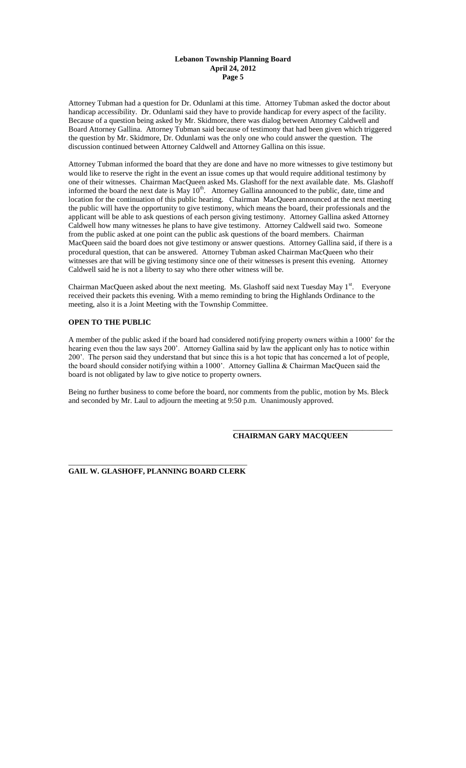Attorney Tubman had a question for Dr. Odunlami at this time. Attorney Tubman asked the doctor about handicap accessibility. Dr. Odunlami said they have to provide handicap for every aspect of the facility. Because of a question being asked by Mr. Skidmore, there was dialog between Attorney Caldwell and Board Attorney Gallina. Attorney Tubman said because of testimony that had been given which triggered the question by Mr. Skidmore, Dr. Odunlami was the only one who could answer the question. The discussion continued between Attorney Caldwell and Attorney Gallina on this issue.

Attorney Tubman informed the board that they are done and have no more witnesses to give testimony but would like to reserve the right in the event an issue comes up that would require additional testimony by one of their witnesses. Chairman MacQueen asked Ms. Glashoff for the next available date. Ms. Glashoff informed the board the next date is May 10th. Attorney Gallina announced to the public, date, time and location for the continuation of this public hearing. Chairman MacQueen announced at the next meeting the public will have the opportunity to give testimony, which means the board, their professionals and the applicant will be able to ask questions of each person giving testimony. Attorney Gallina asked Attorney Caldwell how many witnesses he plans to have give testimony. Attorney Caldwell said two. Someone from the public asked at one point can the public ask questions of the board members. Chairman MacQueen said the board does not give testimony or answer questions. Attorney Gallina said, if there is a procedural question, that can be answered. Attorney Tubman asked Chairman MacQueen who their witnesses are that will be giving testimony since one of their witnesses is present this evening. Attorney Caldwell said he is not a liberty to say who there other witness will be.

Chairman MacQueen asked about the next meeting. Ms. Glashoff said next Tuesday May 1st. Everyone received their packets this evening. With a memo reminding to bring the Highlands Ordinance to the meeting, also it is a Joint Meeting with the Township Committee.

**OPEN TO THE PUBLIC**

A member of the public asked if the board had considered notifying property owners within a 1000' for the hearing even thou the law says 200'. Attorney Gallina said by law the applicant only has to notice within 200'. The person said they understand that but since this is a hot topic that has concerned a lot of people, the board should consider notifying within a 1000'. Attorney Gallina & Chairman MacQueen said the board is not obligated by law to give notice to property owners.

Being no further business to come before the board, nor comments from the public, motion by Ms. Bleck and seconded by Mr. Laul to adjourn the meeting at 9:50 p.m. Unanimously approved.

\_\_\_\_\_\_\_\_\_\_\_\_\_\_\_\_\_\_\_\_\_\_\_\_\_\_\_\_\_\_\_\_\_\_\_\_\_\_\_\_

**CHAIRMAN GARY MACQUEEN**

\_\_\_\_\_\_\_\_\_\_\_\_\_\_\_\_\_\_\_\_\_\_\_\_\_\_\_\_\_\_\_\_\_\_\_\_\_\_\_\_

**GAIL W. GLASHOFF, PLANNING BOARD CLERK**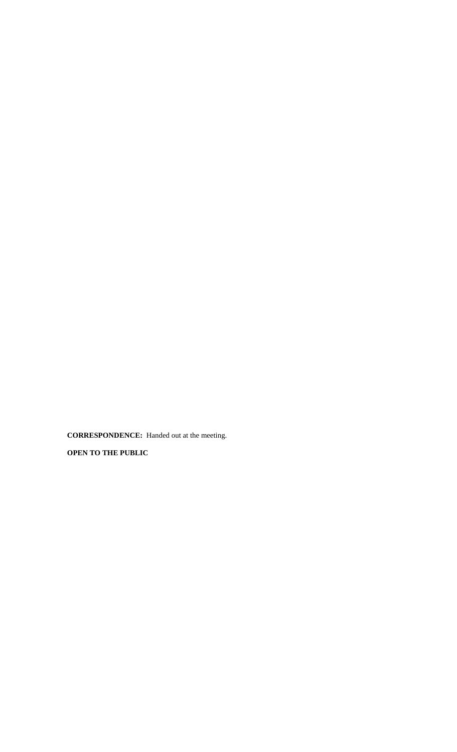**CORRESPONDENCE:** Handed out at the meeting.

**OPEN TO THE PUBLIC**